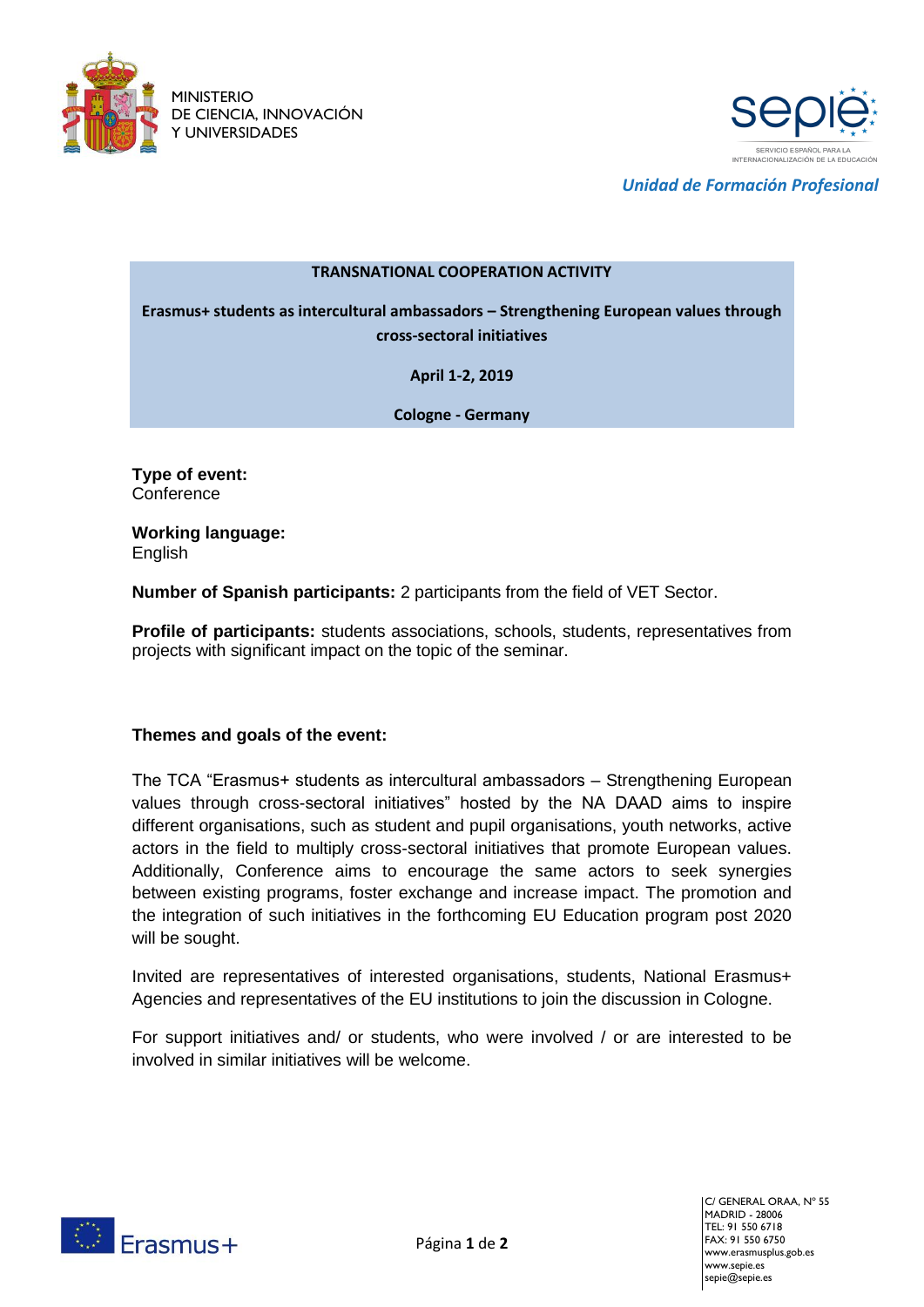MINISTERIO
DE CIENCIA, INNOVACIÓN
Y UNIVERSIDADES

SERVICIO ESPAÑOL PARA LA INTERNACIONALIZACIÓN DE LA EDUCACIÓN

*Unidad de Formación Profesional*

**TRANSNATIONAL COOPERATION ACTIVITY**

**Erasmus+ students as intercultural ambassadors – Strengthening European values through cross-sectoral initiatives**

**April 1-2, 2019**

**Cologne - Germany**

**Type of event:**
Conference

**Working language:**
English

**Number of Spanish participants:** 2 participants from the field of VET Sector.

**Profile of participants:** students associations, schools, students, representatives from projects with significant impact on the topic of the seminar.

**Themes and goals of the event:**

The TCA "Erasmus+ students as intercultural ambassadors – Strengthening European values through cross-sectoral initiatives" hosted by the NA DAAD aims to inspire different organisations, such as student and pupil organisations, youth networks, active actors in the field to multiply cross-sectoral initiatives that promote European values. Additionally, Conference aims to encourage the same actors to seek synergies between existing programs, foster exchange and increase impact. The promotion and the integration of such initiatives in the forthcoming EU Education program post 2020 will be sought.

Invited are representatives of interested organisations, students, National Erasmus+ Agencies and representatives of the EU institutions to join the discussion in Cologne.

For support initiatives and/ or students, who were involved / or are interested to be involved in similar initiatives will be welcome.

C/ GENERAL ORAA, Nº 55
MADRID - 28006
TEL: 91 550 6718
FAX: 91 550 6750
www.erasmusplus.gob.es
www.sepie.es
sepie@sepie.es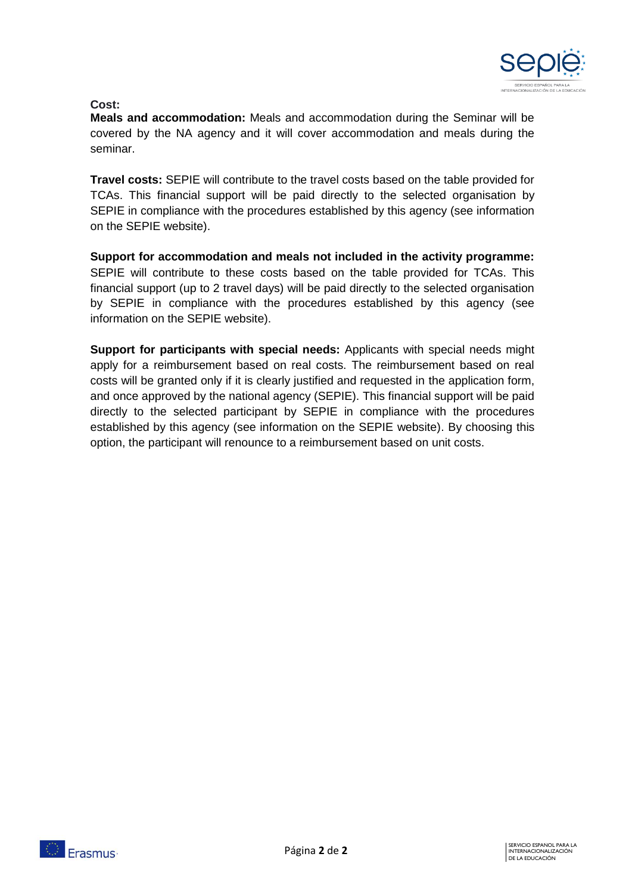**Cost:**

**Meals and accommodation:** Meals and accommodation during the Seminar will be covered by the NA agency and it will cover accommodation and meals during the seminar.

**Travel costs:** SEPIE will contribute to the travel costs based on the table provided for TCAs. This financial support will be paid directly to the selected organisation by SEPIE in compliance with the procedures established by this agency (see information on the SEPIE website).

**Support for accommodation and meals not included in the activity programme:** SEPIE will contribute to these costs based on the table provided for TCAs. This financial support (up to 2 travel days) will be paid directly to the selected organisation by SEPIE in compliance with the procedures established by this agency (see information on the SEPIE website).

**Support for participants with special needs:** Applicants with special needs might apply for a reimbursement based on real costs. The reimbursement based on real costs will be granted only if it is clearly justified and requested in the application form, and once approved by the national agency (SEPIE). This financial support will be paid directly to the selected participant by SEPIE in compliance with the procedures established by this agency (see information on the SEPIE website). By choosing this option, the participant will renounce to a reimbursement based on unit costs.